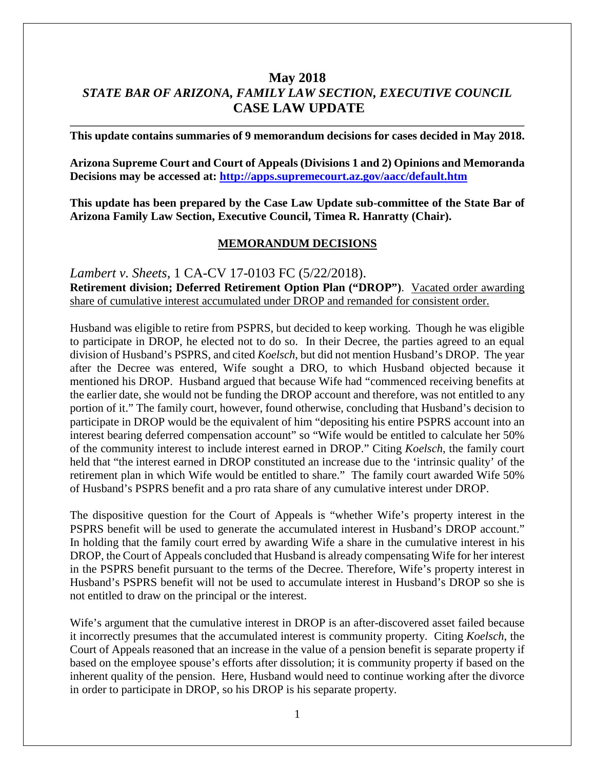# May 2018
## *STATE BAR OF ARIZONA, FAMILY LAW SECTION, EXECUTIVE COUNCIL*
## CASE LAW UPDATE

---

**This update contains summaries of 9 memorandum decisions for cases decided in May 2018.**

**Arizona Supreme Court and Court of Appeals (Divisions 1 and 2) Opinions and Memoranda Decisions may be accessed at: [http://apps.supremecourt.az.gov/aacc/default.htm](http://apps.supremecourt.az.gov/aacc/default.htm)**

**This update has been prepared by the Case Law Update sub-committee of the State Bar of Arizona Family Law Section, Executive Council, Timea R. Hanratty (Chair).**

### MEMORANDUM DECISIONS

*Lambert v. Sheets*, 1 CA-CV 17-0103 FC (5/22/2018).
**Retirement division; Deferred Retirement Option Plan ("DROP")**. Vacated order awarding share of cumulative interest accumulated under DROP and remanded for consistent order.

Husband was eligible to retire from PSPRS, but decided to keep working. Though he was eligible to participate in DROP, he elected not to do so. In their Decree, the parties agreed to an equal division of Husband's PSPRS, and cited *Koelsch*, but did not mention Husband's DROP. The year after the Decree was entered, Wife sought a DRO, to which Husband objected because it mentioned his DROP. Husband argued that because Wife had "commenced receiving benefits at the earlier date, she would not be funding the DROP account and therefore, was not entitled to any portion of it." The family court, however, found otherwise, concluding that Husband's decision to participate in DROP would be the equivalent of him "depositing his entire PSPRS account into an interest bearing deferred compensation account" so "Wife would be entitled to calculate her 50% of the community interest to include interest earned in DROP." Citing *Koelsch*, the family court held that "the interest earned in DROP constituted an increase due to the 'intrinsic quality' of the retirement plan in which Wife would be entitled to share." The family court awarded Wife 50% of Husband's PSPRS benefit and a pro rata share of any cumulative interest under DROP.

The dispositive question for the Court of Appeals is "whether Wife's property interest in the PSPRS benefit will be used to generate the accumulated interest in Husband's DROP account." In holding that the family court erred by awarding Wife a share in the cumulative interest in his DROP, the Court of Appeals concluded that Husband is already compensating Wife for her interest in the PSPRS benefit pursuant to the terms of the Decree. Therefore, Wife's property interest in Husband's PSPRS benefit will not be used to accumulate interest in Husband's DROP so she is not entitled to draw on the principal or the interest.

Wife's argument that the cumulative interest in DROP is an after-discovered asset failed because it incorrectly presumes that the accumulated interest is community property. Citing *Koelsch*, the Court of Appeals reasoned that an increase in the value of a pension benefit is separate property if based on the employee spouse's efforts after dissolution; it is community property if based on the inherent quality of the pension. Here, Husband would need to continue working after the divorce in order to participate in DROP, so his DROP is his separate property.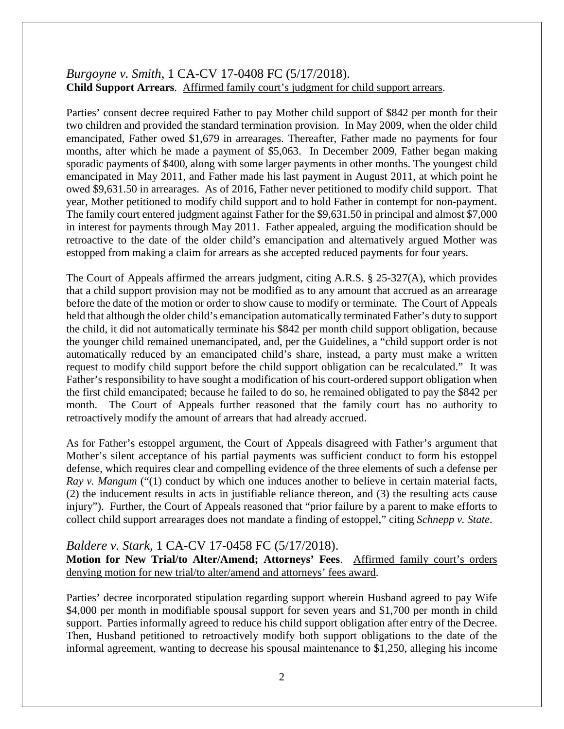*Burgoyne v. Smith*, 1 CA-CV 17-0408 FC (5/17/2018).
**Child Support Arrears**. Affirmed family court's judgment for child support arrears.

Parties' consent decree required Father to pay Mother child support of $842 per month for their two children and provided the standard termination provision. In May 2009, when the older child emancipated, Father owed $1,679 in arrearages. Thereafter, Father made no payments for four months, after which he made a payment of $5,063. In December 2009, Father began making sporadic payments of $400, along with some larger payments in other months. The youngest child emancipated in May 2011, and Father made his last payment in August 2011, at which point he owed $9,631.50 in arrearages. As of 2016, Father never petitioned to modify child support. That year, Mother petitioned to modify child support and to hold Father in contempt for non-payment. The family court entered judgment against Father for the $9,631.50 in principal and almost $7,000 in interest for payments through May 2011. Father appealed, arguing the modification should be retroactive to the date of the older child's emancipation and alternatively argued Mother was estopped from making a claim for arrears as she accepted reduced payments for four years.

The Court of Appeals affirmed the arrears judgment, citing A.R.S. § 25-327(A), which provides that a child support provision may not be modified as to any amount that accrued as an arrearage before the date of the motion or order to show cause to modify or terminate. The Court of Appeals held that although the older child's emancipation automatically terminated Father's duty to support the child, it did not automatically terminate his $842 per month child support obligation, because the younger child remained unemancipated, and, per the Guidelines, a "child support order is not automatically reduced by an emancipated child's share, instead, a party must make a written request to modify child support before the child support obligation can be recalculated." It was Father's responsibility to have sought a modification of his court-ordered support obligation when the first child emancipated; because he failed to do so, he remained obligated to pay the $842 per month. The Court of Appeals further reasoned that the family court has no authority to retroactively modify the amount of arrears that had already accrued.

As for Father's estoppel argument, the Court of Appeals disagreed with Father's argument that Mother's silent acceptance of his partial payments was sufficient conduct to form his estoppel defense, which requires clear and compelling evidence of the three elements of such a defense per *Ray v. Mangum* ("(1) conduct by which one induces another to believe in certain material facts, (2) the inducement results in acts in justifiable reliance thereon, and (3) the resulting acts cause injury"). Further, the Court of Appeals reasoned that "prior failure by a parent to make efforts to collect child support arrearages does not mandate a finding of estoppel," citing *Schnepp v. State*.

*Baldere v. Stark*, 1 CA-CV 17-0458 FC (5/17/2018).
**Motion for New Trial/to Alter/Amend; Attorneys' Fees**. Affirmed family court's orders denying motion for new trial/to alter/amend and attorneys' fees award.

Parties' decree incorporated stipulation regarding support wherein Husband agreed to pay Wife $4,000 per month in modifiable spousal support for seven years and $1,700 per month in child support. Parties informally agreed to reduce his child support obligation after entry of the Decree. Then, Husband petitioned to retroactively modify both support obligations to the date of the informal agreement, wanting to decrease his spousal maintenance to $1,250, alleging his income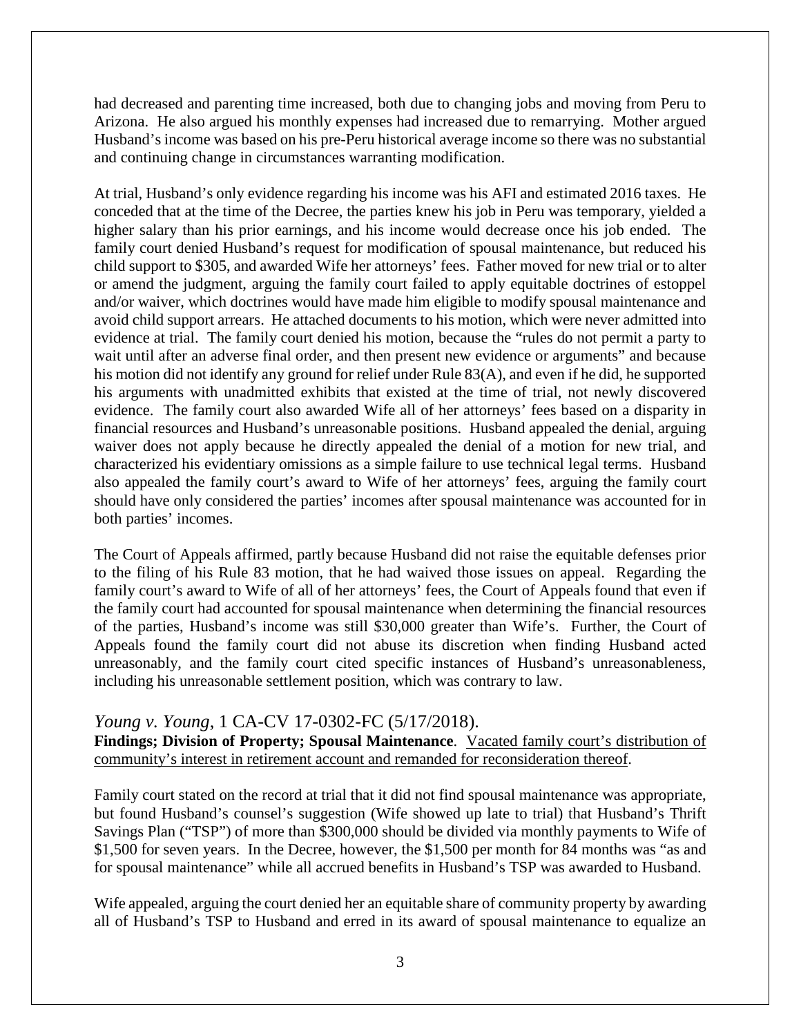had decreased and parenting time increased, both due to changing jobs and moving from Peru to Arizona. He also argued his monthly expenses had increased due to remarrying. Mother argued Husband's income was based on his pre-Peru historical average income so there was no substantial and continuing change in circumstances warranting modification.

At trial, Husband's only evidence regarding his income was his AFI and estimated 2016 taxes. He conceded that at the time of the Decree, the parties knew his job in Peru was temporary, yielded a higher salary than his prior earnings, and his income would decrease once his job ended. The family court denied Husband's request for modification of spousal maintenance, but reduced his child support to $305, and awarded Wife her attorneys' fees. Father moved for new trial or to alter or amend the judgment, arguing the family court failed to apply equitable doctrines of estoppel and/or waiver, which doctrines would have made him eligible to modify spousal maintenance and avoid child support arrears. He attached documents to his motion, which were never admitted into evidence at trial. The family court denied his motion, because the "rules do not permit a party to wait until after an adverse final order, and then present new evidence or arguments" and because his motion did not identify any ground for relief under Rule 83(A), and even if he did, he supported his arguments with unadmitted exhibits that existed at the time of trial, not newly discovered evidence. The family court also awarded Wife all of her attorneys' fees based on a disparity in financial resources and Husband's unreasonable positions. Husband appealed the denial, arguing waiver does not apply because he directly appealed the denial of a motion for new trial, and characterized his evidentiary omissions as a simple failure to use technical legal terms. Husband also appealed the family court's award to Wife of her attorneys' fees, arguing the family court should have only considered the parties' incomes after spousal maintenance was accounted for in both parties' incomes.

The Court of Appeals affirmed, partly because Husband did not raise the equitable defenses prior to the filing of his Rule 83 motion, that he had waived those issues on appeal. Regarding the family court's award to Wife of all of her attorneys' fees, the Court of Appeals found that even if the family court had accounted for spousal maintenance when determining the financial resources of the parties, Husband's income was still $30,000 greater than Wife's. Further, the Court of Appeals found the family court did not abuse its discretion when finding Husband acted unreasonably, and the family court cited specific instances of Husband's unreasonableness, including his unreasonable settlement position, which was contrary to law.

### *Young v. Young*, 1 CA-CV 17-0302-FC (5/17/2018).

**Findings; Division of Property; Spousal Maintenance**. Vacated family court's distribution of community's interest in retirement account and remanded for reconsideration thereof.

Family court stated on the record at trial that it did not find spousal maintenance was appropriate, but found Husband's counsel's suggestion (Wife showed up late to trial) that Husband's Thrift Savings Plan ("TSP") of more than $300,000 should be divided via monthly payments to Wife of $1,500 for seven years. In the Decree, however, the $1,500 per month for 84 months was "as and for spousal maintenance" while all accrued benefits in Husband's TSP was awarded to Husband.

Wife appealed, arguing the court denied her an equitable share of community property by awarding all of Husband's TSP to Husband and erred in its award of spousal maintenance to equalize an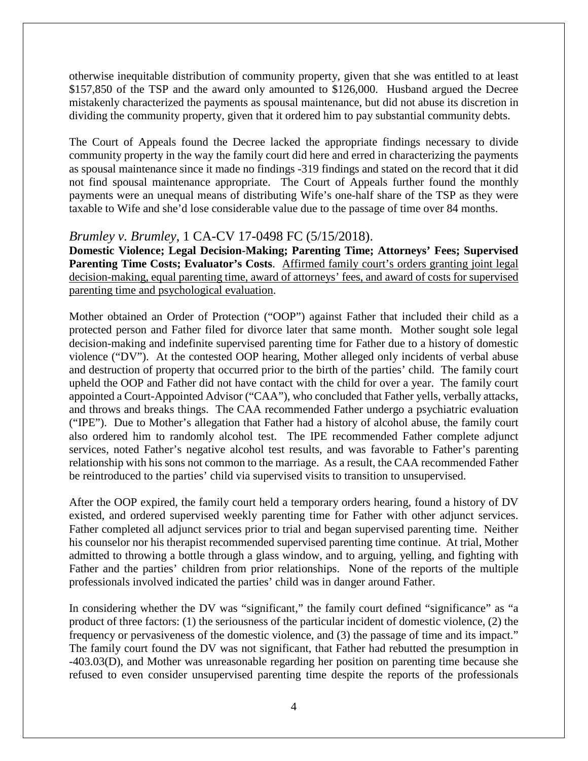otherwise inequitable distribution of community property, given that she was entitled to at least $157,850 of the TSP and the award only amounted to $126,000. Husband argued the Decree mistakenly characterized the payments as spousal maintenance, but did not abuse its discretion in dividing the community property, given that it ordered him to pay substantial community debts.

The Court of Appeals found the Decree lacked the appropriate findings necessary to divide community property in the way the family court did here and erred in characterizing the payments as spousal maintenance since it made no findings -319 findings and stated on the record that it did not find spousal maintenance appropriate. The Court of Appeals further found the monthly payments were an unequal means of distributing Wife's one-half share of the TSP as they were taxable to Wife and she'd lose considerable value due to the passage of time over 84 months.

### *Brumley v. Brumley*, 1 CA-CV 17-0498 FC (5/15/2018).

**Domestic Violence; Legal Decision-Making; Parenting Time; Attorneys' Fees; Supervised Parenting Time Costs; Evaluator's Costs**. <u>Affirmed family court's orders granting joint legal decision-making, equal parenting time, award of attorneys' fees, and award of costs for supervised parenting time and psychological evaluation</u>.

Mother obtained an Order of Protection ("OOP") against Father that included their child as a protected person and Father filed for divorce later that same month. Mother sought sole legal decision-making and indefinite supervised parenting time for Father due to a history of domestic violence ("DV"). At the contested OOP hearing, Mother alleged only incidents of verbal abuse and destruction of property that occurred prior to the birth of the parties' child. The family court upheld the OOP and Father did not have contact with the child for over a year. The family court appointed a Court-Appointed Advisor ("CAA"), who concluded that Father yells, verbally attacks, and throws and breaks things. The CAA recommended Father undergo a psychiatric evaluation ("IPE"). Due to Mother's allegation that Father had a history of alcohol abuse, the family court also ordered him to randomly alcohol test. The IPE recommended Father complete adjunct services, noted Father's negative alcohol test results, and was favorable to Father's parenting relationship with his sons not common to the marriage. As a result, the CAA recommended Father be reintroduced to the parties' child via supervised visits to transition to unsupervised.

After the OOP expired, the family court held a temporary orders hearing, found a history of DV existed, and ordered supervised weekly parenting time for Father with other adjunct services. Father completed all adjunct services prior to trial and began supervised parenting time. Neither his counselor nor his therapist recommended supervised parenting time continue. At trial, Mother admitted to throwing a bottle through a glass window, and to arguing, yelling, and fighting with Father and the parties' children from prior relationships. None of the reports of the multiple professionals involved indicated the parties' child was in danger around Father.

In considering whether the DV was "significant," the family court defined "significance" as "a product of three factors: (1) the seriousness of the particular incident of domestic violence, (2) the frequency or pervasiveness of the domestic violence, and (3) the passage of time and its impact." The family court found the DV was not significant, that Father had rebutted the presumption in -403.03(D), and Mother was unreasonable regarding her position on parenting time because she refused to even consider unsupervised parenting time despite the reports of the professionals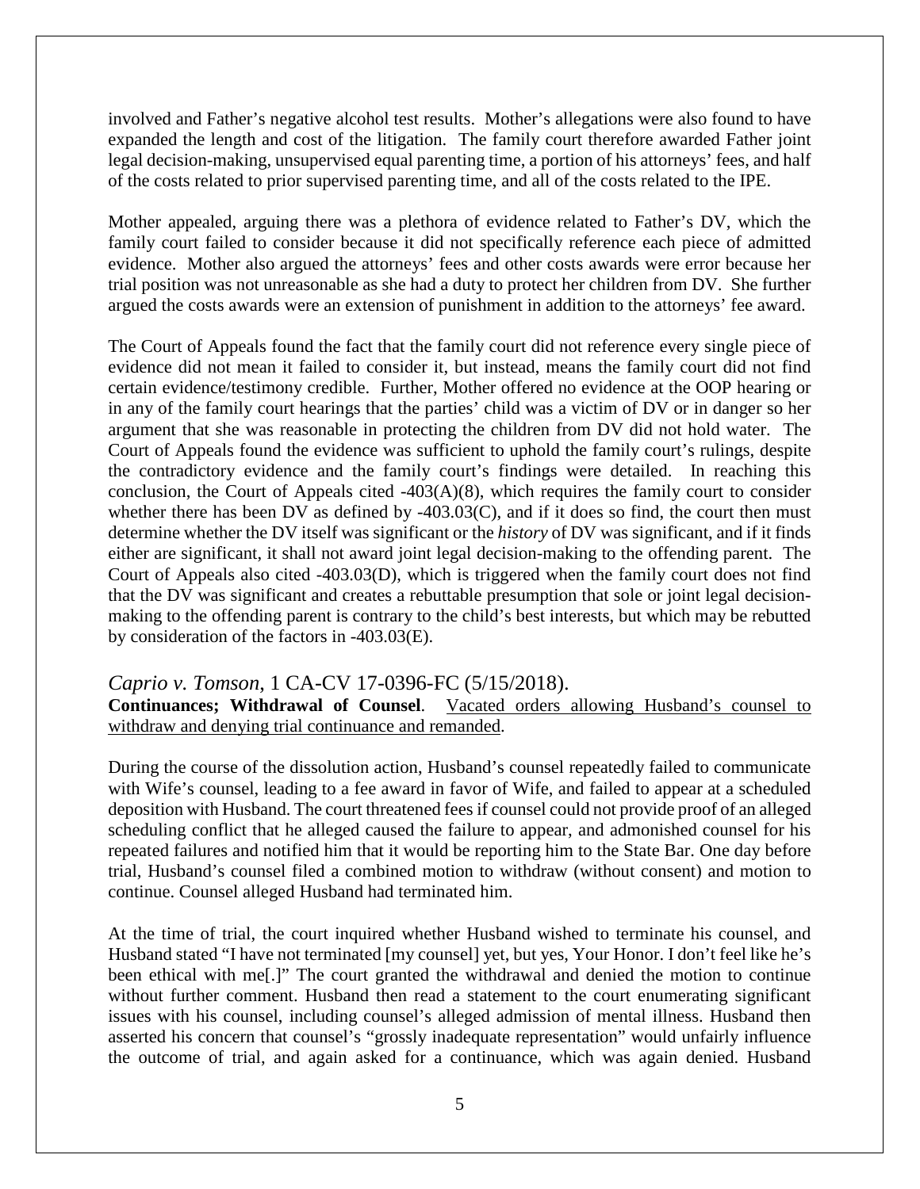involved and Father's negative alcohol test results. Mother's allegations were also found to have expanded the length and cost of the litigation. The family court therefore awarded Father joint legal decision-making, unsupervised equal parenting time, a portion of his attorneys' fees, and half of the costs related to prior supervised parenting time, and all of the costs related to the IPE.

Mother appealed, arguing there was a plethora of evidence related to Father's DV, which the family court failed to consider because it did not specifically reference each piece of admitted evidence. Mother also argued the attorneys' fees and other costs awards were error because her trial position was not unreasonable as she had a duty to protect her children from DV. She further argued the costs awards were an extension of punishment in addition to the attorneys' fee award.

The Court of Appeals found the fact that the family court did not reference every single piece of evidence did not mean it failed to consider it, but instead, means the family court did not find certain evidence/testimony credible. Further, Mother offered no evidence at the OOP hearing or in any of the family court hearings that the parties' child was a victim of DV or in danger so her argument that she was reasonable in protecting the children from DV did not hold water. The Court of Appeals found the evidence was sufficient to uphold the family court's rulings, despite the contradictory evidence and the family court's findings were detailed. In reaching this conclusion, the Court of Appeals cited -403(A)(8), which requires the family court to consider whether there has been DV as defined by -403.03(C), and if it does so find, the court then must determine whether the DV itself was significant or the *history* of DV was significant, and if it finds either are significant, it shall not award joint legal decision-making to the offending parent. The Court of Appeals also cited -403.03(D), which is triggered when the family court does not find that the DV was significant and creates a rebuttable presumption that sole or joint legal decision-making to the offending parent is contrary to the child's best interests, but which may be rebutted by consideration of the factors in -403.03(E).

### *Caprio v. Tomson*, 1 CA-CV 17-0396-FC (5/15/2018).

**Continuances; Withdrawal of Counsel**. Vacated orders allowing Husband's counsel to withdraw and denying trial continuance and remanded.

During the course of the dissolution action, Husband's counsel repeatedly failed to communicate with Wife's counsel, leading to a fee award in favor of Wife, and failed to appear at a scheduled deposition with Husband. The court threatened fees if counsel could not provide proof of an alleged scheduling conflict that he alleged caused the failure to appear, and admonished counsel for his repeated failures and notified him that it would be reporting him to the State Bar. One day before trial, Husband's counsel filed a combined motion to withdraw (without consent) and motion to continue. Counsel alleged Husband had terminated him.

At the time of trial, the court inquired whether Husband wished to terminate his counsel, and Husband stated "I have not terminated [my counsel] yet, but yes, Your Honor. I don't feel like he's been ethical with me[.]" The court granted the withdrawal and denied the motion to continue without further comment. Husband then read a statement to the court enumerating significant issues with his counsel, including counsel's alleged admission of mental illness. Husband then asserted his concern that counsel's "grossly inadequate representation" would unfairly influence the outcome of trial, and again asked for a continuance, which was again denied. Husband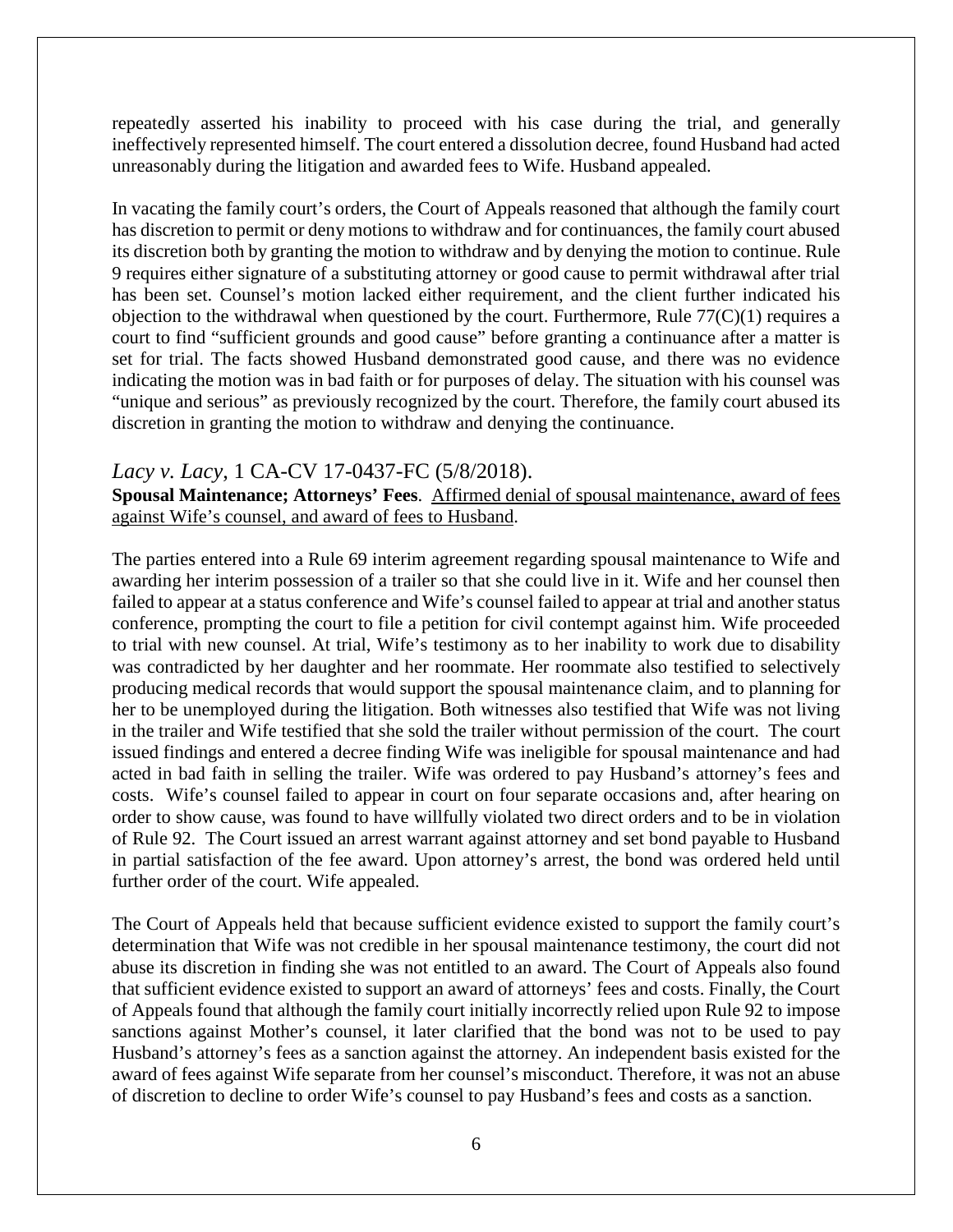repeatedly asserted his inability to proceed with his case during the trial, and generally ineffectively represented himself. The court entered a dissolution decree, found Husband had acted unreasonably during the litigation and awarded fees to Wife. Husband appealed.

In vacating the family court's orders, the Court of Appeals reasoned that although the family court has discretion to permit or deny motions to withdraw and for continuances, the family court abused its discretion both by granting the motion to withdraw and by denying the motion to continue. Rule 9 requires either signature of a substituting attorney or good cause to permit withdrawal after trial has been set. Counsel's motion lacked either requirement, and the client further indicated his objection to the withdrawal when questioned by the court. Furthermore, Rule 77(C)(1) requires a court to find "sufficient grounds and good cause" before granting a continuance after a matter is set for trial. The facts showed Husband demonstrated good cause, and there was no evidence indicating the motion was in bad faith or for purposes of delay. The situation with his counsel was "unique and serious" as previously recognized by the court. Therefore, the family court abused its discretion in granting the motion to withdraw and denying the continuance.

### *Lacy v. Lacy*, 1 CA-CV 17-0437-FC (5/8/2018).

**Spousal Maintenance; Attorneys' Fees**. Affirmed denial of spousal maintenance, award of fees against Wife's counsel, and award of fees to Husband.

The parties entered into a Rule 69 interim agreement regarding spousal maintenance to Wife and awarding her interim possession of a trailer so that she could live in it. Wife and her counsel then failed to appear at a status conference and Wife's counsel failed to appear at trial and another status conference, prompting the court to file a petition for civil contempt against him. Wife proceeded to trial with new counsel. At trial, Wife's testimony as to her inability to work due to disability was contradicted by her daughter and her roommate. Her roommate also testified to selectively producing medical records that would support the spousal maintenance claim, and to planning for her to be unemployed during the litigation. Both witnesses also testified that Wife was not living in the trailer and Wife testified that she sold the trailer without permission of the court. The court issued findings and entered a decree finding Wife was ineligible for spousal maintenance and had acted in bad faith in selling the trailer. Wife was ordered to pay Husband's attorney's fees and costs. Wife's counsel failed to appear in court on four separate occasions and, after hearing on order to show cause, was found to have willfully violated two direct orders and to be in violation of Rule 92. The Court issued an arrest warrant against attorney and set bond payable to Husband in partial satisfaction of the fee award. Upon attorney's arrest, the bond was ordered held until further order of the court. Wife appealed.

The Court of Appeals held that because sufficient evidence existed to support the family court's determination that Wife was not credible in her spousal maintenance testimony, the court did not abuse its discretion in finding she was not entitled to an award. The Court of Appeals also found that sufficient evidence existed to support an award of attorneys' fees and costs. Finally, the Court of Appeals found that although the family court initially incorrectly relied upon Rule 92 to impose sanctions against Mother's counsel, it later clarified that the bond was not to be used to pay Husband's attorney's fees as a sanction against the attorney. An independent basis existed for the award of fees against Wife separate from her counsel's misconduct. Therefore, it was not an abuse of discretion to decline to order Wife's counsel to pay Husband's fees and costs as a sanction.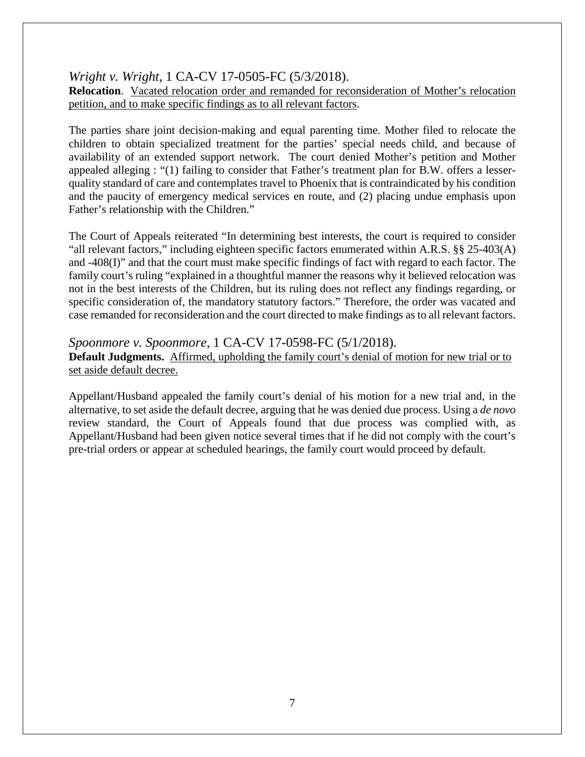*Wright v. Wright*, 1 CA-CV 17-0505-FC (5/3/2018).

**Relocation**. Vacated relocation order and remanded for reconsideration of Mother's relocation petition, and to make specific findings as to all relevant factors.

The parties share joint decision-making and equal parenting time. Mother filed to relocate the children to obtain specialized treatment for the parties' special needs child, and because of availability of an extended support network. The court denied Mother's petition and Mother appealed alleging : "(1) failing to consider that Father's treatment plan for B.W. offers a lesser-quality standard of care and contemplates travel to Phoenix that is contraindicated by his condition and the paucity of emergency medical services en route, and (2) placing undue emphasis upon Father's relationship with the Children."

The Court of Appeals reiterated "In determining best interests, the court is required to consider "all relevant factors," including eighteen specific factors enumerated within A.R.S. §§ 25-403(A) and -408(I)" and that the court must make specific findings of fact with regard to each factor. The family court's ruling "explained in a thoughtful manner the reasons why it believed relocation was not in the best interests of the Children, but its ruling does not reflect any findings regarding, or specific consideration of, the mandatory statutory factors." Therefore, the order was vacated and case remanded for reconsideration and the court directed to make findings as to all relevant factors.

*Spoonmore v. Spoonmore*, 1 CA-CV 17-0598-FC (5/1/2018).

**Default Judgments.** Affirmed, upholding the family court's denial of motion for new trial or to set aside default decree.

Appellant/Husband appealed the family court's denial of his motion for a new trial and, in the alternative, to set aside the default decree, arguing that he was denied due process. Using a *de novo* review standard, the Court of Appeals found that due process was complied with, as Appellant/Husband had been given notice several times that if he did not comply with the court's pre-trial orders or appear at scheduled hearings, the family court would proceed by default.